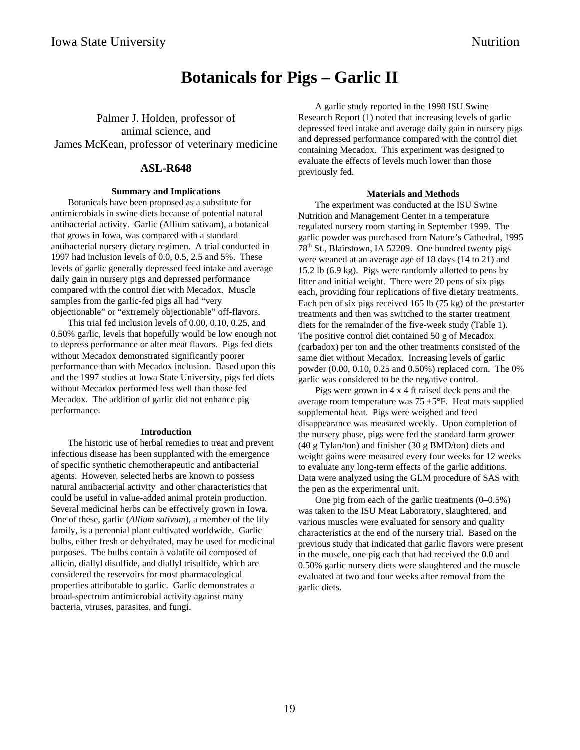# Botanicals for Pigs – Garlic II

Palmer J. Holden, professor of animal science, and James McKean, professor of veterinary medicine

## ASL-R648

### Summary and Implications

Botanicals have been proposed as a substitute for antimicrobials in swine diets because of potential natural antibacterial activity. Garlic (Allium sativam), a botanical that grows in Iowa, was compared with a standard antibacterial nursery dietary regimen. A trial conducted in 1997 had inclusion levels of 0.0, 0.5, 2.5 and 5%. These levels of garlic generally depressed feed intake and average daily gain in nursery pigs and depressed performance compared with the control diet with Mecadox. Muscle samples from the garlic-fed pigs all had "very objectionable" or "extremely objectionable" off-flavors.

This trial fed inclusion levels of 0.00, 0.10, 0.25, and 0.50% garlic, levels that hopefully would be low enough not to depress performance or alter meat flavors. Pigs fed diets without Mecadox demonstrated significantly poorer performance than with Mecadox inclusion. Based upon this and the 1997 studies at Iowa State University, pigs fed diets without Mecadox performed less well than those fed Mecadox. The addition of garlic did not enhance pig performance.

### Introduction

The historic use of herbal remedies to treat and prevent infectious disease has been supplanted with the emergence of specific synthetic chemotherapeutic and antibacterial agents. However, selected herbs are known to possess natural antibacterial activity and other characteristics that could be useful in value-added animal protein production. Several medicinal herbs can be effectively grown in Iowa. One of these, garlic (*Allium sativum*), a member of the lily family, is a perennial plant cultivated worldwide. Garlic bulbs, either fresh or dehydrated, may be used for medicinal purposes. The bulbs contain a volatile oil composed of allicin, diallyl disulfide, and diallyl trisulfide, which are considered the reservoirs for most pharmacological properties attributable to garlic. Garlic demonstrates a broad-spectrum antimicrobial activity against many bacteria, viruses, parasites, and fungi.

A garlic study reported in the 1998 ISU Swine Research Report (1) noted that increasing levels of garlic depressed feed intake and average daily gain in nursery pigs and depressed performance compared with the control diet containing Mecadox. This experiment was designed to evaluate the effects of levels much lower than those previously fed.

### Materials and Methods

The experiment was conducted at the ISU Swine Nutrition and Management Center in a temperature regulated nursery room starting in September 1999. The garlic powder was purchased from Nature's Cathedral, 1995 78th St., Blairstown, IA 52209. One hundred twenty pigs were weaned at an average age of 18 days (14 to 21) and 15.2 lb (6.9 kg). Pigs were randomly allotted to pens by litter and initial weight. There were 20 pens of six pigs each, providing four replications of five dietary treatments. Each pen of six pigs received 165 lb (75 kg) of the prestarter treatments and then was switched to the starter treatment diets for the remainder of the five-week study (Table 1). The positive control diet contained 50 g of Mecadox (carbadox) per ton and the other treatments consisted of the same diet without Mecadox. Increasing levels of garlic powder (0.00, 0.10, 0.25 and 0.50%) replaced corn. The 0% garlic was considered to be the negative control.

Pigs were grown in 4 x 4 ft raised deck pens and the average room temperature was 75 ±5°F. Heat mats supplied supplemental heat. Pigs were weighed and feed disappearance was measured weekly. Upon completion of the nursery phase, pigs were fed the standard farm grower (40 g Tylan/ton) and finisher (30 g BMD/ton) diets and weight gains were measured every four weeks for 12 weeks to evaluate any long-term effects of the garlic additions. Data were analyzed using the GLM procedure of SAS with the pen as the experimental unit.

One pig from each of the garlic treatments (0–0.5%) was taken to the ISU Meat Laboratory, slaughtered, and various muscles were evaluated for sensory and quality characteristics at the end of the nursery trial. Based on the previous study that indicated that garlic flavors were present in the muscle, one pig each that had received the 0.0 and 0.50% garlic nursery diets were slaughtered and the muscle evaluated at two and four weeks after removal from the garlic diets.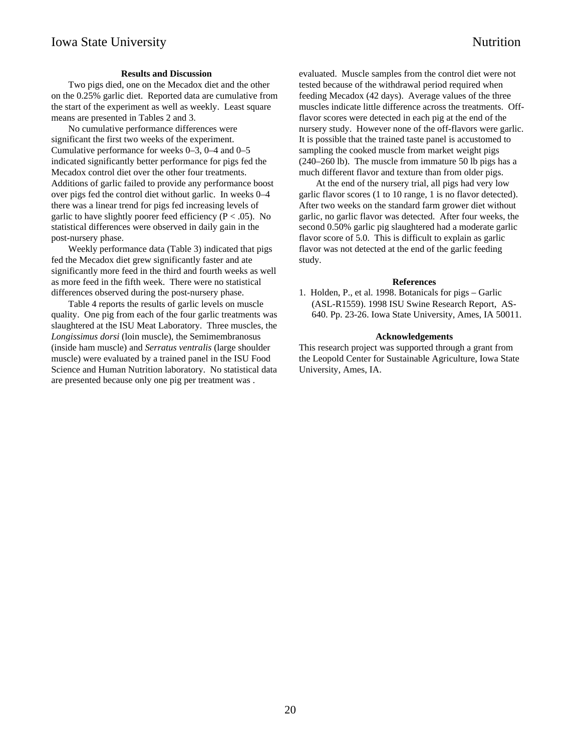### Results and Discussion

Two pigs died, one on the Mecadox diet and the other on the 0.25% garlic diet. Reported data are cumulative from the start of the experiment as well as weekly. Least square means are presented in Tables 2 and 3.

No cumulative performance differences were significant the first two weeks of the experiment. Cumulative performance for weeks 0–3, 0–4 and 0–5 indicated significantly better performance for pigs fed the Mecadox control diet over the other four treatments. Additions of garlic failed to provide any performance boost over pigs fed the control diet without garlic. In weeks 0–4 there was a linear trend for pigs fed increasing levels of garlic to have slightly poorer feed efficiency ($P < .05$). No statistical differences were observed in daily gain in the post-nursery phase.

Weekly performance data (Table 3) indicated that pigs fed the Mecadox diet grew significantly faster and ate significantly more feed in the third and fourth weeks as well as more feed in the fifth week. There were no statistical differences observed during the post-nursery phase.

Table 4 reports the results of garlic levels on muscle quality. One pig from each of the four garlic treatments was slaughtered at the ISU Meat Laboratory. Three muscles, the *Longissimus dorsi* (loin muscle), the Semimembranosus (inside ham muscle) and *Serratus ventralis* (large shoulder muscle) were evaluated by a trained panel in the ISU Food Science and Human Nutrition laboratory. No statistical data are presented because only one pig per treatment was evaluated. Muscle samples from the control diet were not tested because of the withdrawal period required when feeding Mecadox (42 days). Average values of the three muscles indicate little difference across the treatments. Off-flavor scores were detected in each pig at the end of the nursery study. However none of the off-flavors were garlic. It is possible that the trained taste panel is accustomed to sampling the cooked muscle from market weight pigs (240–260 lb). The muscle from immature 50 lb pigs has a much different flavor and texture than from older pigs.

At the end of the nursery trial, all pigs had very low garlic flavor scores (1 to 10 range, 1 is no flavor detected). After two weeks on the standard farm grower diet without garlic, no garlic flavor was detected. After four weeks, the second 0.50% garlic pig slaughtered had a moderate garlic flavor score of 5.0. This is difficult to explain as garlic flavor was not detected at the end of the garlic feeding study.

### References

1. Holden, P., et al. 1998. Botanicals for pigs – Garlic (ASL-R1559). 1998 ISU Swine Research Report, AS-640. Pp. 23-26. Iowa State University, Ames, IA 50011.

### Acknowledgements

This research project was supported through a grant from the Leopold Center for Sustainable Agriculture, Iowa State University, Ames, IA.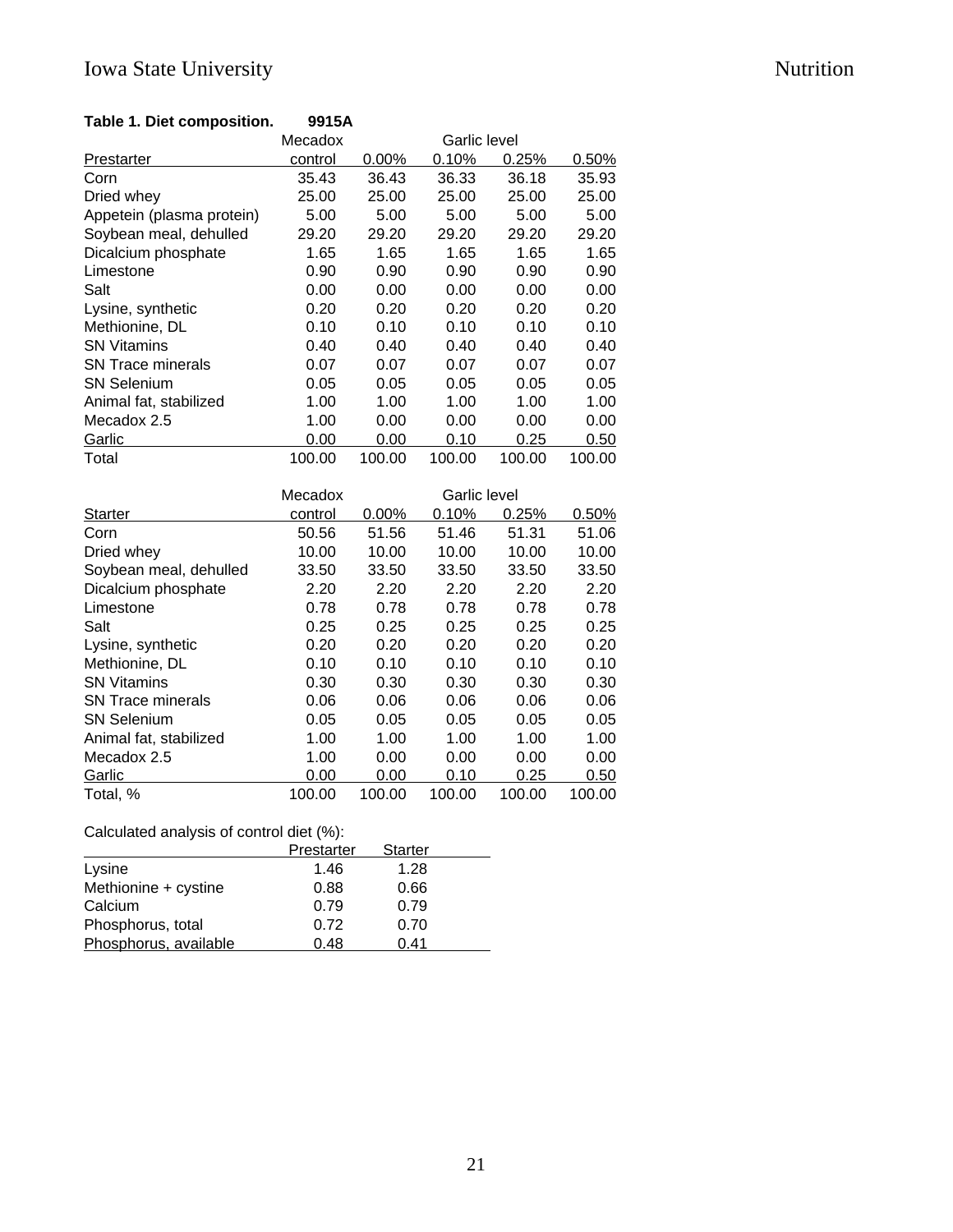**Table 1. Diet composition. 9915A**

| Prestarter | Mecadox control | Garlic level 0.00% | 0.10% | 0.25% | 0.50% |
|---|---|---|---|---|---|
| Corn | 35.43 | 36.43 | 36.33 | 36.18 | 35.93 |
| Dried whey | 25.00 | 25.00 | 25.00 | 25.00 | 25.00 |
| Appetein (plasma protein) | 5.00 | 5.00 | 5.00 | 5.00 | 5.00 |
| Soybean meal, dehulled | 29.20 | 29.20 | 29.20 | 29.20 | 29.20 |
| Dicalcium phosphate | 1.65 | 1.65 | 1.65 | 1.65 | 1.65 |
| Limestone | 0.90 | 0.90 | 0.90 | 0.90 | 0.90 |
| Salt | 0.00 | 0.00 | 0.00 | 0.00 | 0.00 |
| Lysine, synthetic | 0.20 | 0.20 | 0.20 | 0.20 | 0.20 |
| Methionine, DL | 0.10 | 0.10 | 0.10 | 0.10 | 0.10 |
| SN Vitamins | 0.40 | 0.40 | 0.40 | 0.40 | 0.40 |
| SN Trace minerals | 0.07 | 0.07 | 0.07 | 0.07 | 0.07 |
| SN Selenium | 0.05 | 0.05 | 0.05 | 0.05 | 0.05 |
| Animal fat, stabilized | 1.00 | 1.00 | 1.00 | 1.00 | 1.00 |
| Mecadox 2.5 | 1.00 | 0.00 | 0.00 | 0.00 | 0.00 |
| Garlic | 0.00 | 0.00 | 0.10 | 0.25 | 0.50 |
| Total | 100.00 | 100.00 | 100.00 | 100.00 | 100.00 |

| Starter | Mecadox control | Garlic level 0.00% | 0.10% | 0.25% | 0.50% |
|---|---|---|---|---|---|
| Corn | 50.56 | 51.56 | 51.46 | 51.31 | 51.06 |
| Dried whey | 10.00 | 10.00 | 10.00 | 10.00 | 10.00 |
| Soybean meal, dehulled | 33.50 | 33.50 | 33.50 | 33.50 | 33.50 |
| Dicalcium phosphate | 2.20 | 2.20 | 2.20 | 2.20 | 2.20 |
| Limestone | 0.78 | 0.78 | 0.78 | 0.78 | 0.78 |
| Salt | 0.25 | 0.25 | 0.25 | 0.25 | 0.25 |
| Lysine, synthetic | 0.20 | 0.20 | 0.20 | 0.20 | 0.20 |
| Methionine, DL | 0.10 | 0.10 | 0.10 | 0.10 | 0.10 |
| SN Vitamins | 0.30 | 0.30 | 0.30 | 0.30 | 0.30 |
| SN Trace minerals | 0.06 | 0.06 | 0.06 | 0.06 | 0.06 |
| SN Selenium | 0.05 | 0.05 | 0.05 | 0.05 | 0.05 |
| Animal fat, stabilized | 1.00 | 1.00 | 1.00 | 1.00 | 1.00 |
| Mecadox 2.5 | 1.00 | 0.00 | 0.00 | 0.00 | 0.00 |
| Garlic | 0.00 | 0.00 | 0.10 | 0.25 | 0.50 |
| Total, % | 100.00 | 100.00 | 100.00 | 100.00 | 100.00 |

Calculated analysis of control diet (%):

| | Prestarter | Starter |
|---|---|---|
| Lysine | 1.46 | 1.28 |
| Methionine + cystine | 0.88 | 0.66 |
| Calcium | 0.79 | 0.79 |
| Phosphorus, total | 0.72 | 0.70 |
| Phosphorus, available | 0.48 | 0.41 |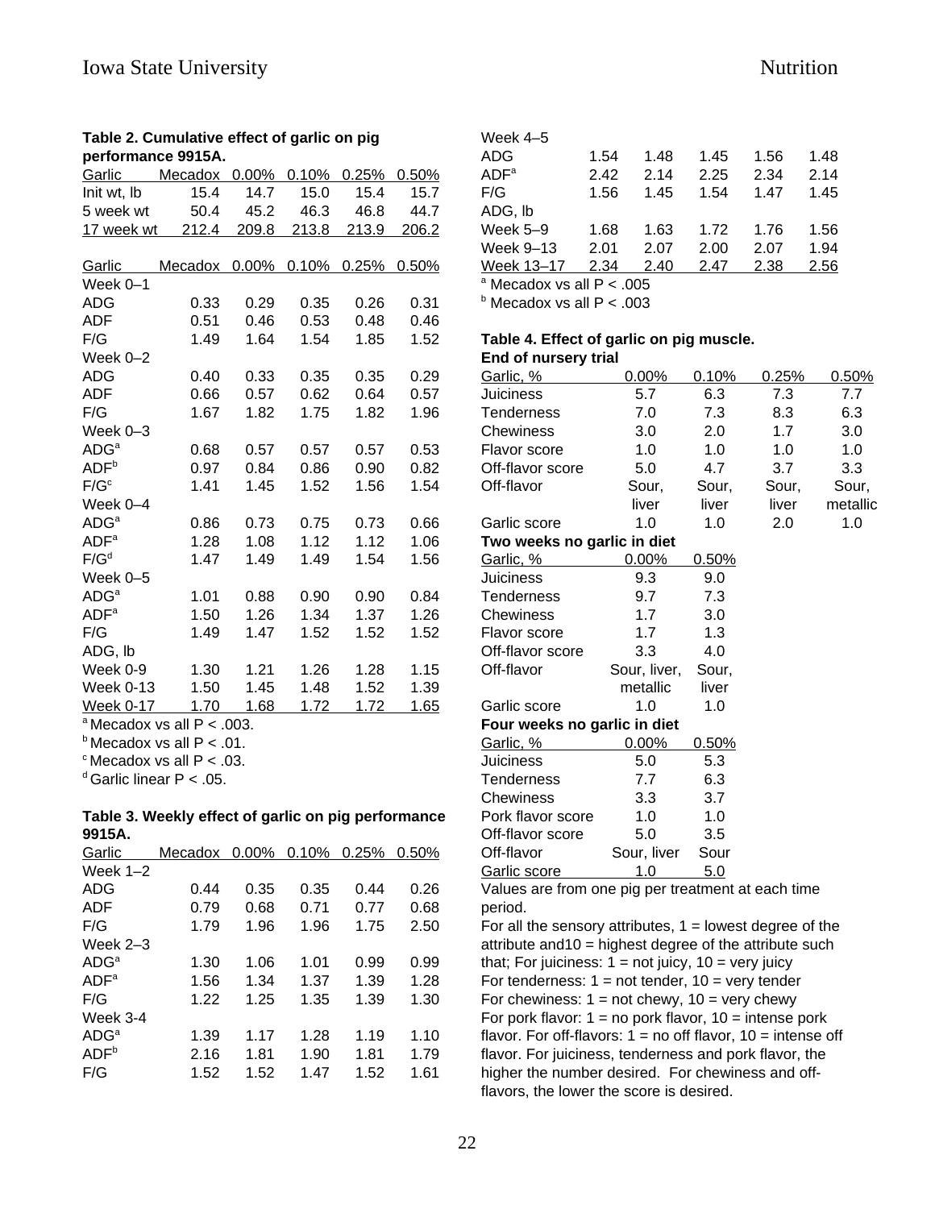**Table 2. Cumulative effect of garlic on pig performance 9915A.**

| Garlic | Mecadox | 0.00% | 0.10% | 0.25% | 0.50% |
|---|---|---|---|---|---|
| Init wt, lb | 15.4 | 14.7 | 15.0 | 15.4 | 15.7 |
| 5 week wt | 50.4 | 45.2 | 46.3 | 46.8 | 44.7 |
| 17 week wt | 212.4 | 209.8 | 213.8 | 213.9 | 206.2 |

| Garlic | Mecadox | 0.00% | 0.10% | 0.25% | 0.50% |
|---|---|---|---|---|---|
| Week 0–1 | | | | | |
| ADG | 0.33 | 0.29 | 0.35 | 0.26 | 0.31 |
| ADF | 0.51 | 0.46 | 0.53 | 0.48 | 0.46 |
| F/G | 1.49 | 1.64 | 1.54 | 1.85 | 1.52 |
| Week 0–2 | | | | | |
| ADG | 0.40 | 0.33 | 0.35 | 0.35 | 0.29 |
| ADF | 0.66 | 0.57 | 0.62 | 0.64 | 0.57 |
| F/G | 1.67 | 1.82 | 1.75 | 1.82 | 1.96 |
| Week 0–3 | | | | | |
| ADG[a] | 0.68 | 0.57 | 0.57 | 0.57 | 0.53 |
| ADF[b] | 0.97 | 0.84 | 0.86 | 0.90 | 0.82 |
| F/G[c] | 1.41 | 1.45 | 1.52 | 1.56 | 1.54 |
| Week 0–4 | | | | | |
| ADG[a] | 0.86 | 0.73 | 0.75 | 0.73 | 0.66 |
| ADF[a] | 1.28 | 1.08 | 1.12 | 1.12 | 1.06 |
| F/G[d] | 1.47 | 1.49 | 1.49 | 1.54 | 1.56 |
| Week 0–5 | | | | | |
| ADG[a] | 1.01 | 0.88 | 0.90 | 0.90 | 0.84 |
| ADF[a] | 1.50 | 1.26 | 1.34 | 1.37 | 1.26 |
| F/G | 1.49 | 1.47 | 1.52 | 1.52 | 1.52 |
| ADG, lb | | | | | |
| Week 0-9 | 1.30 | 1.21 | 1.26 | 1.28 | 1.15 |
| Week 0-13 | 1.50 | 1.45 | 1.48 | 1.52 | 1.39 |
| Week 0-17 | 1.70 | 1.68 | 1.72 | 1.72 | 1.65 |

[a] Mecadox vs all $P < .003$.
[b] Mecadox vs all $P < .01$.
[c] Mecadox vs all $P < .03$.
[d] Garlic linear $P < .05$.

**Table 3. Weekly effect of garlic on pig performance 9915A.**

| Garlic | Mecadox | 0.00% | 0.10% | 0.25% | 0.50% |
|---|---|---|---|---|---|
| Week 1–2 | | | | | |
| ADG | 0.44 | 0.35 | 0.35 | 0.44 | 0.26 |
| ADF | 0.79 | 0.68 | 0.71 | 0.77 | 0.68 |
| F/G | 1.79 | 1.96 | 1.96 | 1.75 | 2.50 |
| Week 2–3 | | | | | |
| ADG[a] | 1.30 | 1.06 | 1.01 | 0.99 | 0.99 |
| ADF[a] | 1.56 | 1.34 | 1.37 | 1.39 | 1.28 |
| F/G | 1.22 | 1.25 | 1.35 | 1.39 | 1.30 |
| Week 3-4 | | | | | |
| ADG[a] | 1.39 | 1.17 | 1.28 | 1.19 | 1.10 |
| ADF[b] | 2.16 | 1.81 | 1.90 | 1.81 | 1.79 |
| F/G | 1.52 | 1.52 | 1.47 | 1.52 | 1.61 |
| Week 4–5 | | | | | |
| ADG | 1.54 | 1.48 | 1.45 | 1.56 | 1.48 |
| ADF[a] | 2.42 | 2.14 | 2.25 | 2.34 | 2.14 |
| F/G | 1.56 | 1.45 | 1.54 | 1.47 | 1.45 |
| ADG, lb | | | | | |
| Week 5–9 | 1.68 | 1.63 | 1.72 | 1.76 | 1.56 |
| Week 9–13 | 2.01 | 2.07 | 2.00 | 2.07 | 1.94 |
| Week 13–17 | 2.34 | 2.40 | 2.47 | 2.38 | 2.56 |

[a] Mecadox vs all $P < .005$
[b] Mecadox vs all $P < .003$

**Table 4. Effect of garlic on pig muscle.**

**End of nursery trial**

| Garlic, % | 0.00% | 0.10% | 0.25% | 0.50% |
|---|---|---|---|---|
| Juiciness | 5.7 | 6.3 | 7.3 | 7.7 |
| Tenderness | 7.0 | 7.3 | 8.3 | 6.3 |
| Chewiness | 3.0 | 2.0 | 1.7 | 3.0 |
| Flavor score | 1.0 | 1.0 | 1.0 | 1.0 |
| Off-flavor score | 5.0 | 4.7 | 3.7 | 3.3 |
| Off-flavor | Sour, liver | Sour, liver | Sour, liver | Sour, metallic |
| Garlic score | 1.0 | 1.0 | 2.0 | 1.0 |

**Two weeks no garlic in diet**

| Garlic, % | 0.00% | 0.50% |
|---|---|---|
| Juiciness | 9.3 | 9.0 |
| Tenderness | 9.7 | 7.3 |
| Chewiness | 1.7 | 3.0 |
| Flavor score | 1.7 | 1.3 |
| Off-flavor score | 3.3 | 4.0 |
| Off-flavor | Sour, liver, metallic | Sour, liver |
| Garlic score | 1.0 | 1.0 |

**Four weeks no garlic in diet**

| Garlic, % | 0.00% | 0.50% |
|---|---|---|
| Juiciness | 5.0 | 5.3 |
| Tenderness | 7.7 | 6.3 |
| Chewiness | 3.3 | 3.7 |
| Pork flavor score | 1.0 | 1.0 |
| Off-flavor score | 5.0 | 3.5 |
| Off-flavor | Sour, liver | Sour |
| Garlic score | 1.0 | 5.0 |

Values are from one pig per treatment at each time period.

For all the sensory attributes, 1 = lowest degree of the attribute and10 = highest degree of the attribute such that; For juiciness: 1 = not juicy, 10 = very juicy For tenderness: 1 = not tender, 10 = very tender For chewiness: 1 = not chewy, 10 = very chewy For pork flavor: 1 = no pork flavor, 10 = intense pork flavor. For off-flavors: 1 = no off flavor, 10 = intense off flavor. For juiciness, tenderness and pork flavor, the higher the number desired. For chewiness and off-flavors, the lower the score is desired.